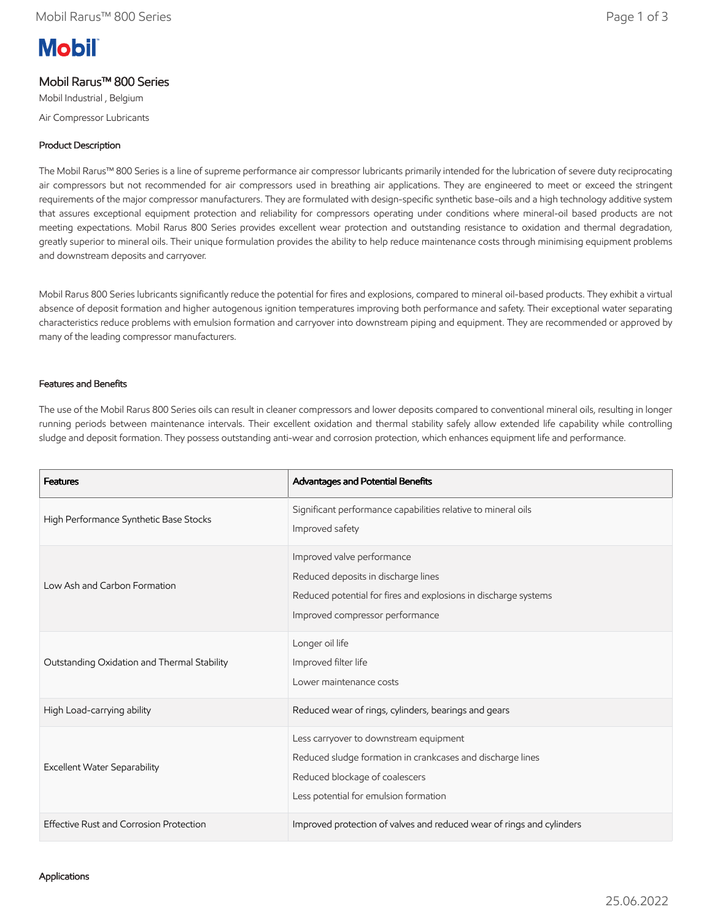# Mobil Rarus™ 800 Series

Mobil Industrial , Belgium

Air Compressor Lubricants

## Product Description

The Mobil Rarus™ 800 Series is a line of supreme performance air compressor lubricants primarily intended for the lubrication of severe duty reciprocating air compressors but not recommended for air compressors used in breathing air applications. They are engineered to meet or exceed the stringent requirements of the major compressor manufacturers. They are formulated with design-specific synthetic base-oils and a high technology additive system that assures exceptional equipment protection and reliability for compressors operating under conditions where mineral-oil based products are not meeting expectations. Mobil Rarus 800 Series provides excellent wear protection and outstanding resistance to oxidation and thermal degradation, greatly superior to mineral oils. Their unique formulation provides the ability to help reduce maintenance costs through minimising equipment problems and downstream deposits and carryover.

Mobil Rarus 800 Series lubricants significantly reduce the potential for fires and explosions, compared to mineral oil-based products. They exhibit a virtual absence of deposit formation and higher autogenous ignition temperatures improving both performance and safety. Their exceptional water separating characteristics reduce problems with emulsion formation and carryover into downstream piping and equipment. They are recommended or approved by many of the leading compressor manufacturers.

## Features and Benefits

The use of the Mobil Rarus 800 Series oils can result in cleaner compressors and lower deposits compared to conventional mineral oils, resulting in longer running periods between maintenance intervals. Their excellent oxidation and thermal stability safely allow extended life capability while controlling sludge and deposit formation. They possess outstanding anti-wear and corrosion protection, which enhances equipment life and performance.

| Features | Advantages and Potential Benefits |
|---|---|
| High Performance Synthetic Base Stocks | Significant performance capabilities relative to mineral oils<br>Improved safety |
| Low Ash and Carbon Formation | Improved valve performance<br>Reduced deposits in discharge lines<br>Reduced potential for fires and explosions in discharge systems<br>Improved compressor performance |
| Outstanding Oxidation and Thermal Stability | Longer oil life<br>Improved filter life<br>Lower maintenance costs |
| High Load-carrying ability | Reduced wear of rings, cylinders, bearings and gears |
| Excellent Water Separability | Less carryover to downstream equipment<br>Reduced sludge formation in crankcases and discharge lines<br>Reduced blockage of coalescers<br>Less potential for emulsion formation |
| Effective Rust and Corrosion Protection | Improved protection of valves and reduced wear of rings and cylinders |

## Applications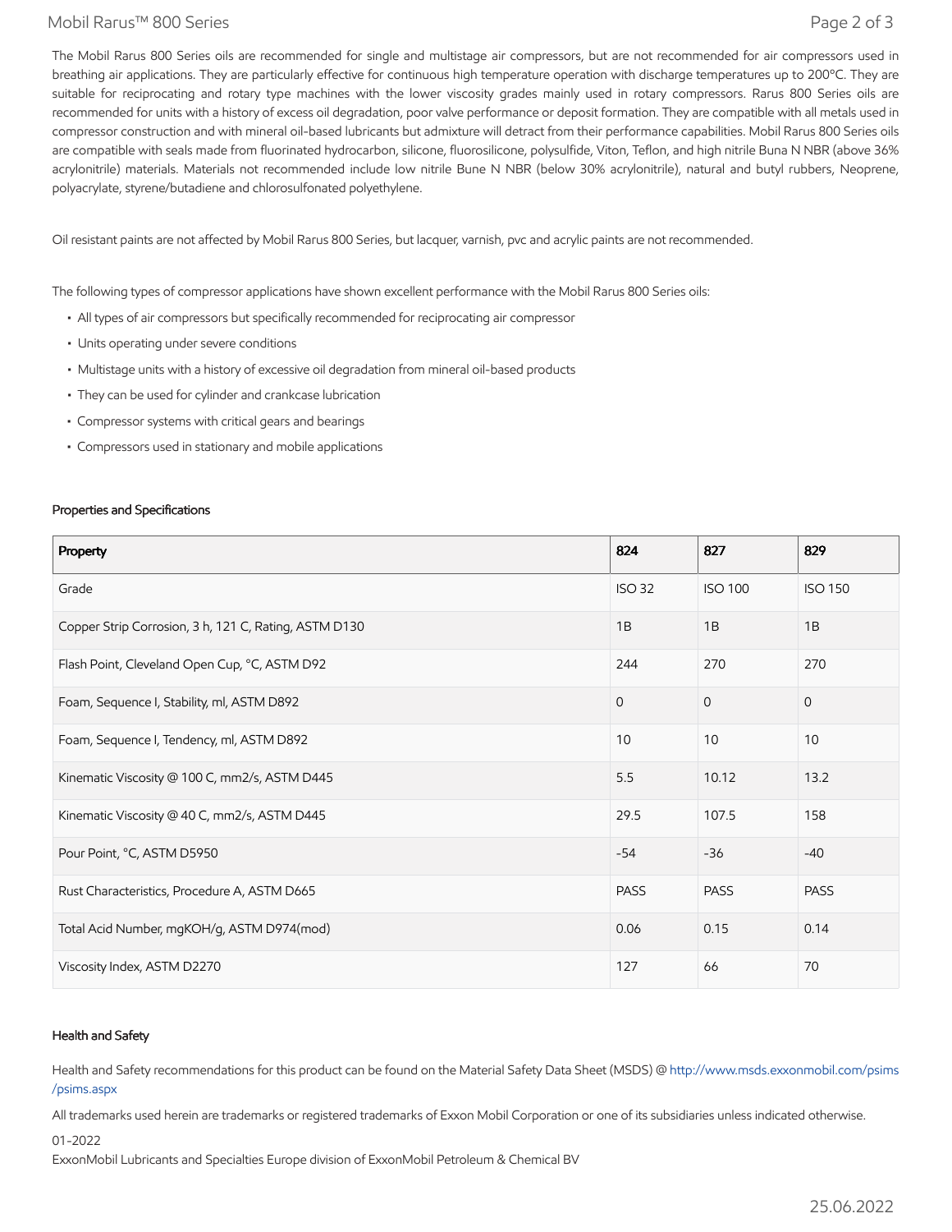The Mobil Rarus 800 Series oils are recommended for single and multistage air compressors, but are not recommended for air compressors used in breathing air applications. They are particularly effective for continuous high temperature operation with discharge temperatures up to 200°C. They are suitable for reciprocating and rotary type machines with the lower viscosity grades mainly used in rotary compressors. Rarus 800 Series oils are recommended for units with a history of excess oil degradation, poor valve performance or deposit formation. They are compatible with all metals used in compressor construction and with mineral oil-based lubricants but admixture will detract from their performance capabilities. Mobil Rarus 800 Series oils are compatible with seals made from fluorinated hydrocarbon, silicone, fluorosilicone, polysulfide, Viton, Teflon, and high nitrile Buna N NBR (above 36% acrylonitrile) materials. Materials not recommended include low nitrile Bune N NBR (below 30% acrylonitrile), natural and butyl rubbers, Neoprene, polyacrylate, styrene/butadiene and chlorosulfonated polyethylene.

Oil resistant paints are not affected by Mobil Rarus 800 Series, but lacquer, varnish, pvc and acrylic paints are not recommended.

The following types of compressor applications have shown excellent performance with the Mobil Rarus 800 Series oils:

- All types of air compressors but specifically recommended for reciprocating air compressor
- Units operating under severe conditions
- Multistage units with a history of excessive oil degradation from mineral oil-based products
- They can be used for cylinder and crankcase lubrication
- Compressor systems with critical gears and bearings
- Compressors used in stationary and mobile applications

### Properties and Specifications

| Property | 824 | 827 | 829 |
| --- | --- | --- | --- |
| Grade | ISO 32 | ISO 100 | ISO 150 |
| Copper Strip Corrosion, 3 h, 121 C, Rating, ASTM D130 | 1B | 1B | 1B |
| Flash Point, Cleveland Open Cup, °C, ASTM D92 | 244 | 270 | 270 |
| Foam, Sequence I, Stability, ml, ASTM D892 | 0 | 0 | 0 |
| Foam, Sequence I, Tendency, ml, ASTM D892 | 10 | 10 | 10 |
| Kinematic Viscosity @ 100 C, mm2/s, ASTM D445 | 5.5 | 10.12 | 13.2 |
| Kinematic Viscosity @ 40 C, mm2/s, ASTM D445 | 29.5 | 107.5 | 158 |
| Pour Point, °C, ASTM D5950 | -54 | -36 | -40 |
| Rust Characteristics, Procedure A, ASTM D665 | PASS | PASS | PASS |
| Total Acid Number, mgKOH/g, ASTM D974(mod) | 0.06 | 0.15 | 0.14 |
| Viscosity Index, ASTM D2270 | 127 | 66 | 70 |

### Health and Safety

Health and Safety recommendations for this product can be found on the Material Safety Data Sheet (MSDS) @ http://www.msds.exxonmobil.com/psims/psims.aspx

All trademarks used herein are trademarks or registered trademarks of Exxon Mobil Corporation or one of its subsidiaries unless indicated otherwise.

01-2022

ExxonMobil Lubricants and Specialties Europe division of ExxonMobil Petroleum & Chemical BV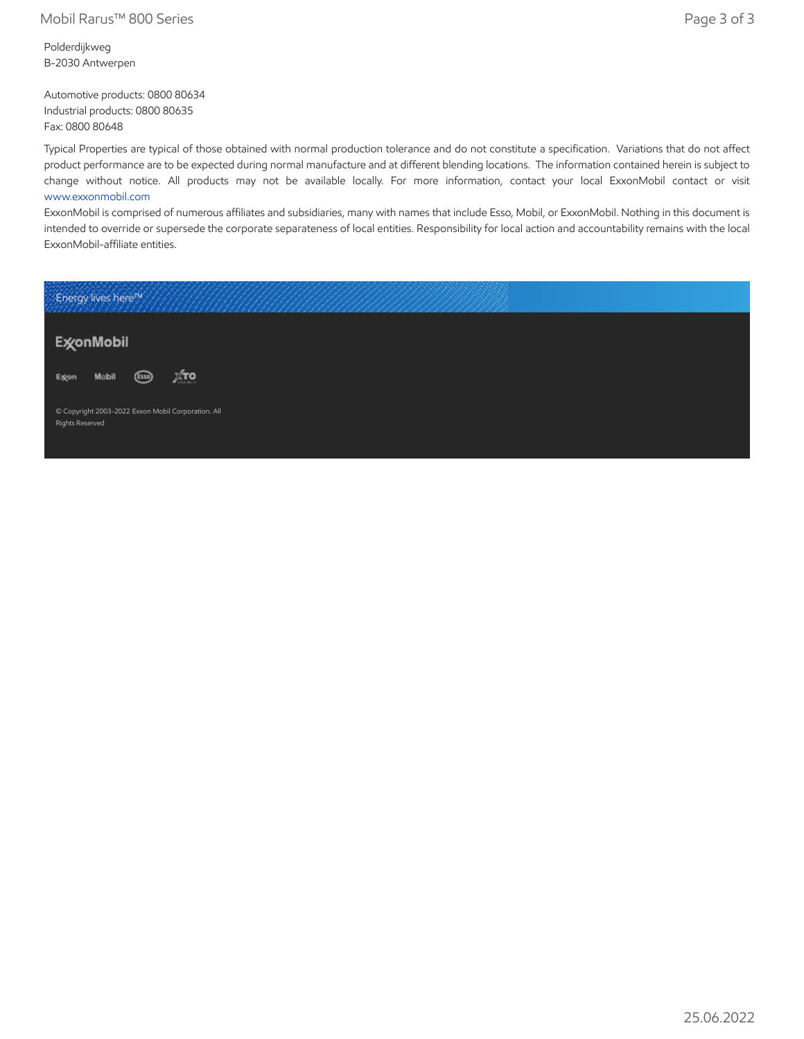Polderdijkweg
B-2030 Antwerpen

Automotive products: 0800 80634
Industrial products: 0800 80635
Fax: 0800 80648

Typical Properties are typical of those obtained with normal production tolerance and do not constitute a specification. Variations that do not affect product performance are to be expected during normal manufacture and at different blending locations. The information contained herein is subject to change without notice. All products may not be available locally. For more information, contact your local ExxonMobil contact or visit www.exxonmobil.com

ExxonMobil is comprised of numerous affiliates and subsidiaries, many with names that include Esso, Mobil, or ExxonMobil. Nothing in this document is intended to override or supersede the corporate separateness of local entities. Responsibility for local action and accountability remains with the local ExxonMobil-affiliate entities.

Energy lives here™

ExxonMobil

Exxon Mobil Esso XTO

© Copyright 2003-2022 Exxon Mobil Corporation. All Rights Reserved

25.06.2022